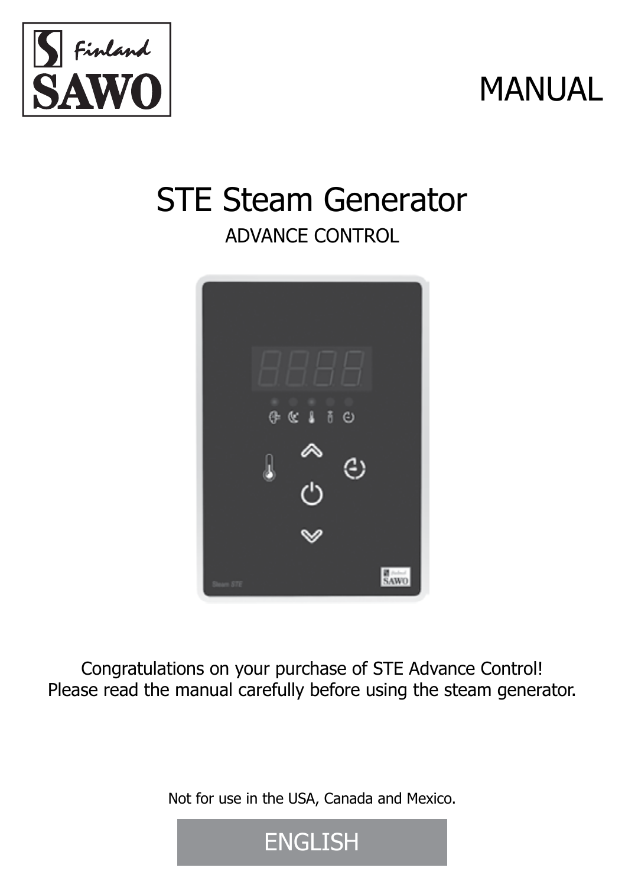MANUAL

# STE Steam Generator

ADVANCE CONTROL

Congratulations on your purchase of STE Advance Control!
Please read the manual carefully before using the steam generator.

Not for use in the USA, Canada and Mexico.

ENGLISH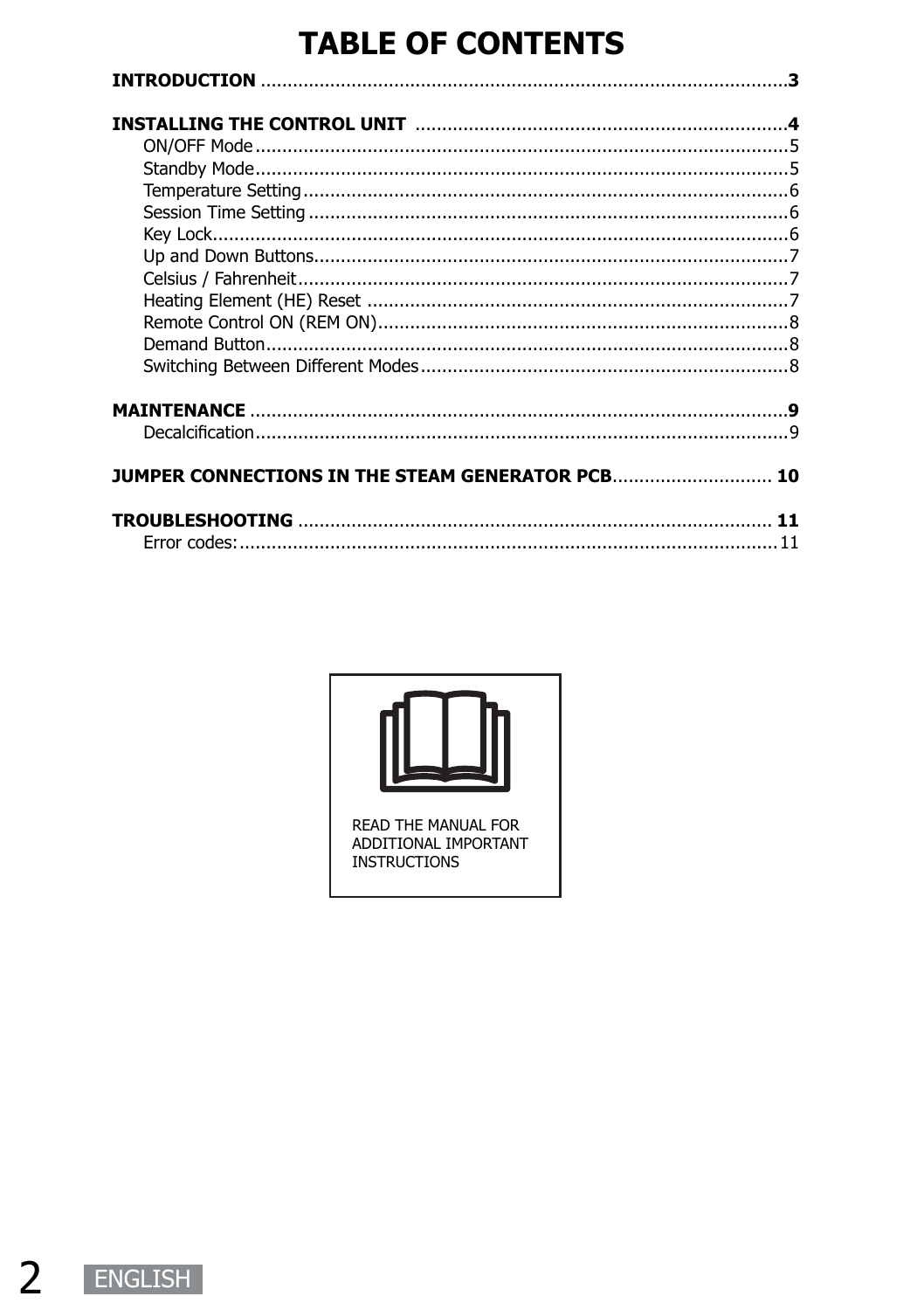# TABLE OF CONTENTS

**INTRODUCTION** .......... **3**

**INSTALLING THE CONTROL UNIT** .......... **4**
- ON/OFF Mode .......... 5
- Standby Mode .......... 5
- Temperature Setting .......... 6
- Session Time Setting .......... 6
- Key Lock .......... 6
- Up and Down Buttons .......... 7
- Celsius / Fahrenheit .......... 7
- Heating Element (HE) Reset .......... 7
- Remote Control ON (REM ON) .......... 8
- Demand Button .......... 8
- Switching Between Different Modes .......... 8

**MAINTENANCE** .......... **9**
- Decalcification .......... 9

**JUMPER CONNECTIONS IN THE STEAM GENERATOR PCB** .......... **10**

**TROUBLESHOOTING** .......... **11**
- Error codes: .......... 11

READ THE MANUAL FOR ADDITIONAL IMPORTANT INSTRUCTIONS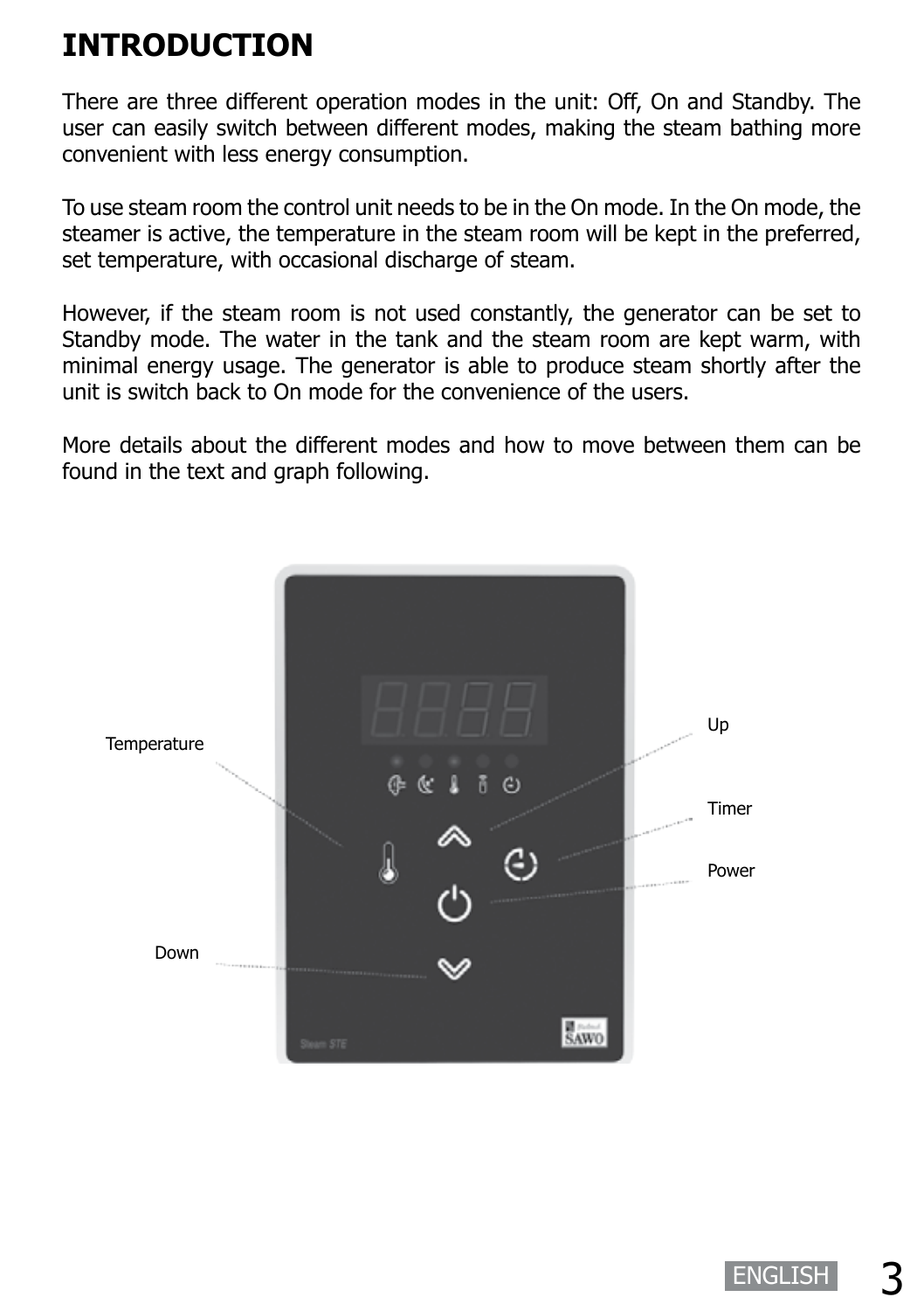# INTRODUCTION

There are three different operation modes in the unit: Off, On and Standby. The user can easily switch between different modes, making the steam bathing more convenient with less energy consumption.

To use steam room the control unit needs to be in the On mode. In the On mode, the steamer is active, the temperature in the steam room will be kept in the preferred, set temperature, with occasional discharge of steam.

However, if the steam room is not used constantly, the generator can be set to Standby mode. The water in the tank and the steam room are kept warm, with minimal energy usage. The generator is able to produce steam shortly after the unit is switch back to On mode for the convenience of the users.

More details about the different modes and how to move between them can be found in the text and graph following.

Temperature

Up

Timer

Power

Down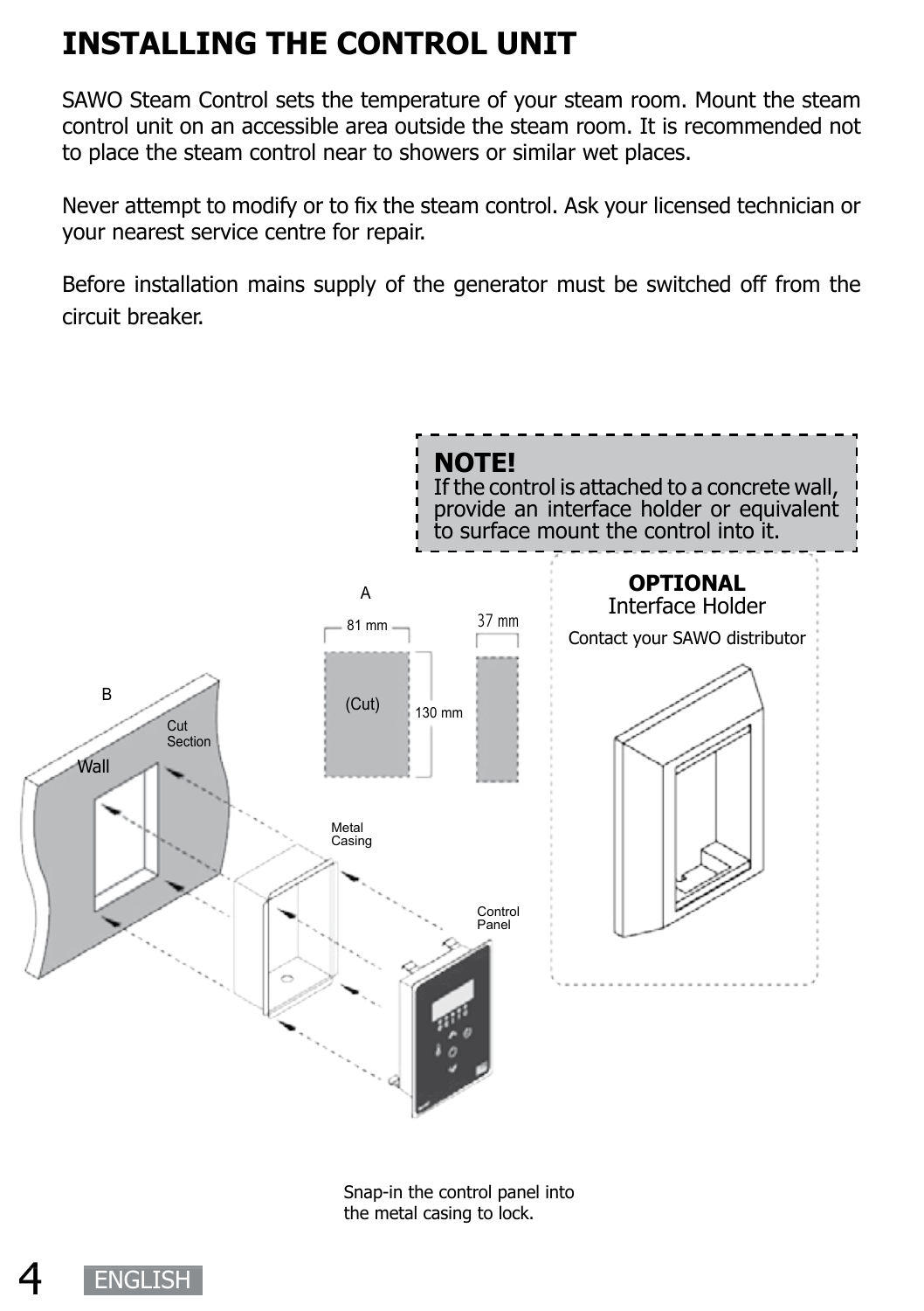# INSTALLING THE CONTROL UNIT

SAWO Steam Control sets the temperature of your steam room. Mount the steam control unit on an accessible area outside the steam room. It is recommended not to place the steam control near to showers or similar wet places.

Never attempt to modify or to fix the steam control. Ask your licensed technician or your nearest service centre for repair.

Before installation mains supply of the generator must be switched off from the circuit breaker.

**NOTE!**
If the control is attached to a concrete wall, provide an interface holder or equivalent to surface mount the control into it.

**OPTIONAL**
Interface Holder
Contact your SAWO distributor

A
81 mm
37 mm
(Cut)
130 mm

B
Cut Section
Wall

Metal Casing

Control Panel

Snap-in the control panel into the metal casing to lock.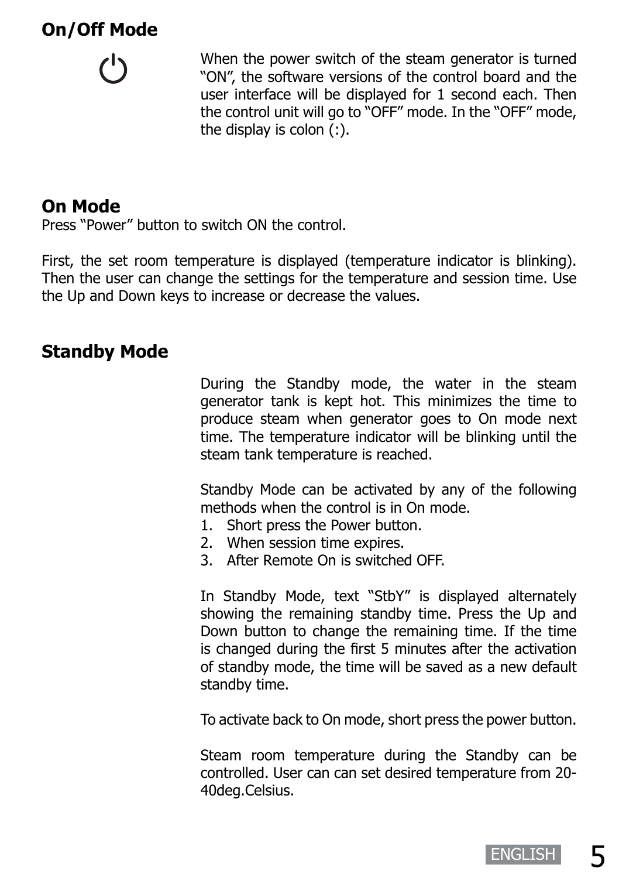## On/Off Mode

When the power switch of the steam generator is turned "ON", the software versions of the control board and the user interface will be displayed for 1 second each. Then the control unit will go to "OFF" mode. In the "OFF" mode, the display is colon (:).

## On Mode

Press "Power" button to switch ON the control.

First, the set room temperature is displayed (temperature indicator is blinking). Then the user can change the settings for the temperature and session time. Use the Up and Down keys to increase or decrease the values.

## Standby Mode

During the Standby mode, the water in the steam generator tank is kept hot. This minimizes the time to produce steam when generator goes to On mode next time. The temperature indicator will be blinking until the steam tank temperature is reached.

Standby Mode can be activated by any of the following methods when the control is in On mode.

1. Short press the Power button.
2. When session time expires.
3. After Remote On is switched OFF.

In Standby Mode, text "StbY" is displayed alternately showing the remaining standby time. Press the Up and Down button to change the remaining time. If the time is changed during the first 5 minutes after the activation of standby mode, the time will be saved as a new default standby time.

To activate back to On mode, short press the power button.

Steam room temperature during the Standby can be controlled. User can can set desired temperature from 20-40deg.Celsius.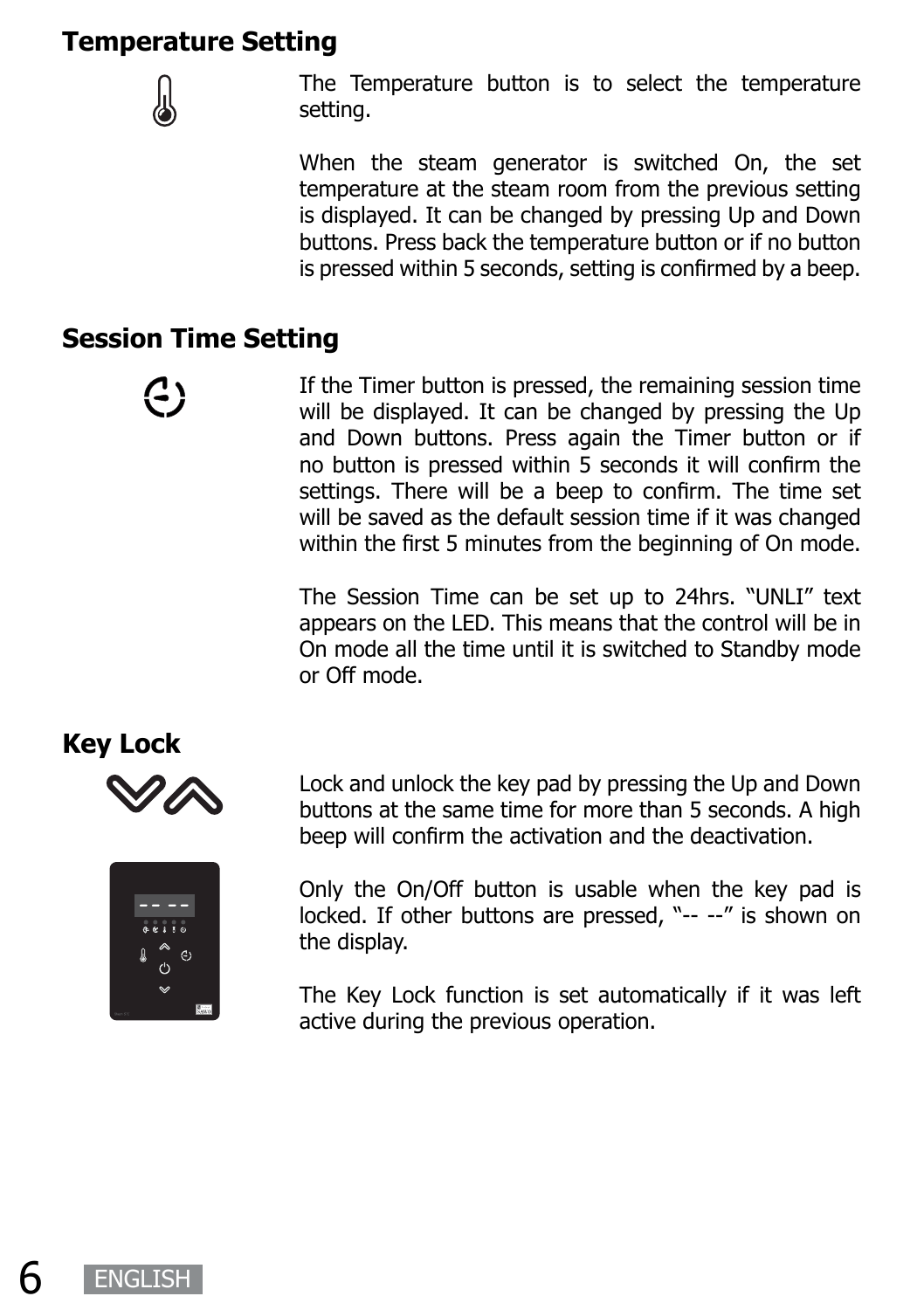## Temperature Setting

The Temperature button is to select the temperature setting.

When the steam generator is switched On, the set temperature at the steam room from the previous setting is displayed. It can be changed by pressing Up and Down buttons. Press back the temperature button or if no button is pressed within 5 seconds, setting is confirmed by a beep.

## Session Time Setting

If the Timer button is pressed, the remaining session time will be displayed. It can be changed by pressing the Up and Down buttons. Press again the Timer button or if no button is pressed within 5 seconds it will confirm the settings. There will be a beep to confirm. The time set will be saved as the default session time if it was changed within the first 5 minutes from the beginning of On mode.

The Session Time can be set up to 24hrs. "UNLI" text appears on the LED. This means that the control will be in On mode all the time until it is switched to Standby mode or Off mode.

## Key Lock

Lock and unlock the key pad by pressing the Up and Down buttons at the same time for more than 5 seconds. A high beep will confirm the activation and the deactivation.

Only the On/Off button is usable when the key pad is locked. If other buttons are pressed, "-- --" is shown on the display.

The Key Lock function is set automatically if it was left active during the previous operation.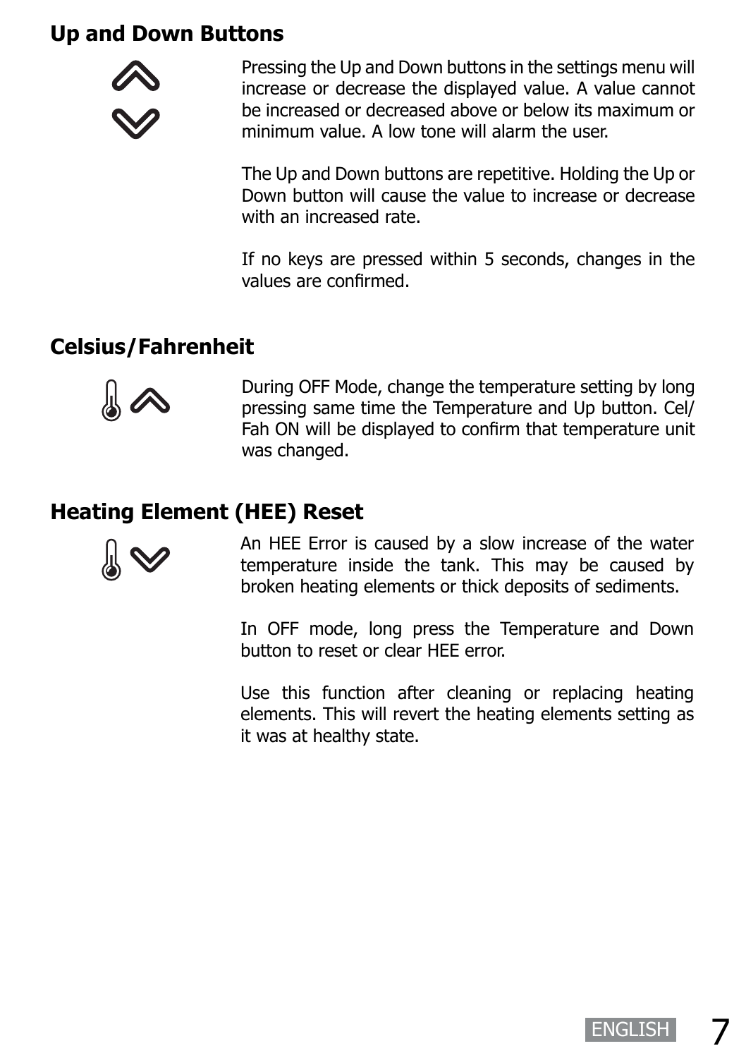## Up and Down Buttons

Pressing the Up and Down buttons in the settings menu will increase or decrease the displayed value. A value cannot be increased or decreased above or below its maximum or minimum value. A low tone will alarm the user.

The Up and Down buttons are repetitive. Holding the Up or Down button will cause the value to increase or decrease with an increased rate.

If no keys are pressed within 5 seconds, changes in the values are confirmed.

## Celsius/Fahrenheit

During OFF Mode, change the temperature setting by long pressing same time the Temperature and Up button. Cel/Fah ON will be displayed to confirm that temperature unit was changed.

## Heating Element (HEE) Reset

An HEE Error is caused by a slow increase of the water temperature inside the tank. This may be caused by broken heating elements or thick deposits of sediments.

In OFF mode, long press the Temperature and Down button to reset or clear HEE error.

Use this function after cleaning or replacing heating elements. This will revert the heating elements setting as it was at healthy state.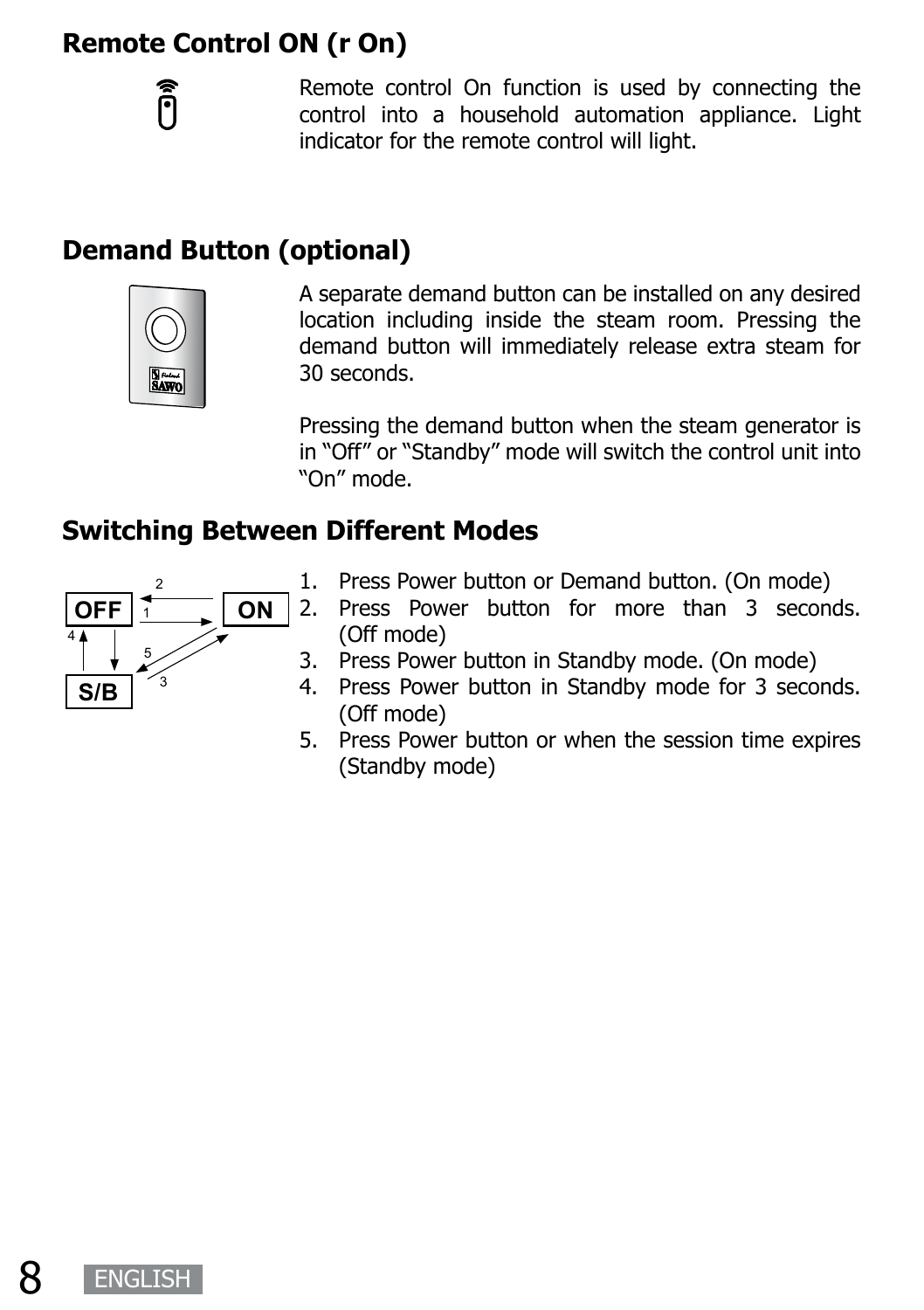## Remote Control ON (r On)

Remote control On function is used by connecting the control into a household automation appliance. Light indicator for the remote control will light.

## Demand Button (optional)

A separate demand button can be installed on any desired location including inside the steam room. Pressing the demand button will immediately release extra steam for 30 seconds.

Pressing the demand button when the steam generator is in "Off" or "Standby" mode will switch the control unit into "On" mode.

## Switching Between Different Modes

1. Press Power button or Demand button. (On mode)
2. Press Power button for more than 3 seconds. (Off mode)
3. Press Power button in Standby mode. (On mode)
4. Press Power button in Standby mode for 3 seconds. (Off mode)
5. Press Power button or when the session time expires (Standby mode)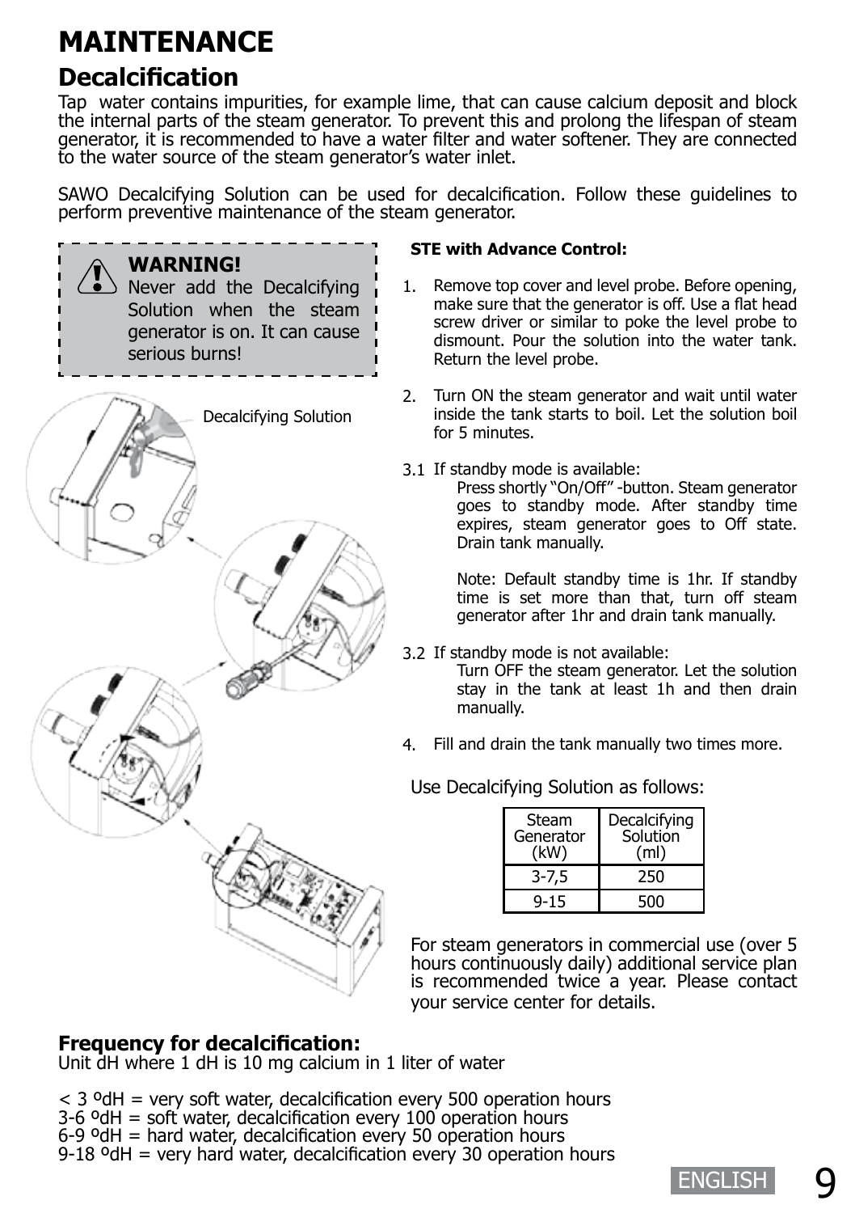# MAINTENANCE

## Decalcification

Tap water contains impurities, for example lime, that can cause calcium deposit and block the internal parts of the steam generator. To prevent this and prolong the lifespan of steam generator, it is recommended to have a water filter and water softener. They are connected to the water source of the steam generator's water inlet.

SAWO Decalcifying Solution can be used for decalcification. Follow these guidelines to perform preventive maintenance of the steam generator.

> **WARNING!**
> Never add the Decalcifying Solution when the steam generator is on. It can cause serious burns!

Decalcifying Solution

**STE with Advance Control:**

1. Remove top cover and level probe. Before opening, make sure that the generator is off. Use a flat head screw driver or similar to poke the level probe to dismount. Pour the solution into the water tank. Return the level probe.

2. Turn ON the steam generator and wait until water inside the tank starts to boil. Let the solution boil for 5 minutes.

3.1 If standby mode is available:
   Press shortly "On/Off" -button. Steam generator goes to standby mode. After standby time expires, steam generator goes to Off state. Drain tank manually.

   Note: Default standby time is 1hr. If standby time is set more than that, turn off steam generator after 1hr and drain tank manually.

3.2 If standby mode is not available:
   Turn OFF the steam generator. Let the solution stay in the tank at least 1h and then drain manually.

4. Fill and drain the tank manually two times more.

Use Decalcifying Solution as follows:

| Steam Generator (kW) | Decalcifying Solution (ml) |
|---|---|
| 3-7,5 | 250 |
| 9-15 | 500 |

For steam generators in commercial use (over 5 hours continuously daily) additional service plan is recommended twice a year. Please contact your service center for details.

### Frequency for decalcification:

Unit dH where 1 dH is 10 mg calcium in 1 liter of water

< 3 ºdH = very soft water, decalcification every 500 operation hours
3-6 ºdH = soft water, decalcification every 100 operation hours
6-9 ºdH = hard water, decalcification every 50 operation hours
9-18 ºdH = very hard water, decalcification every 30 operation hours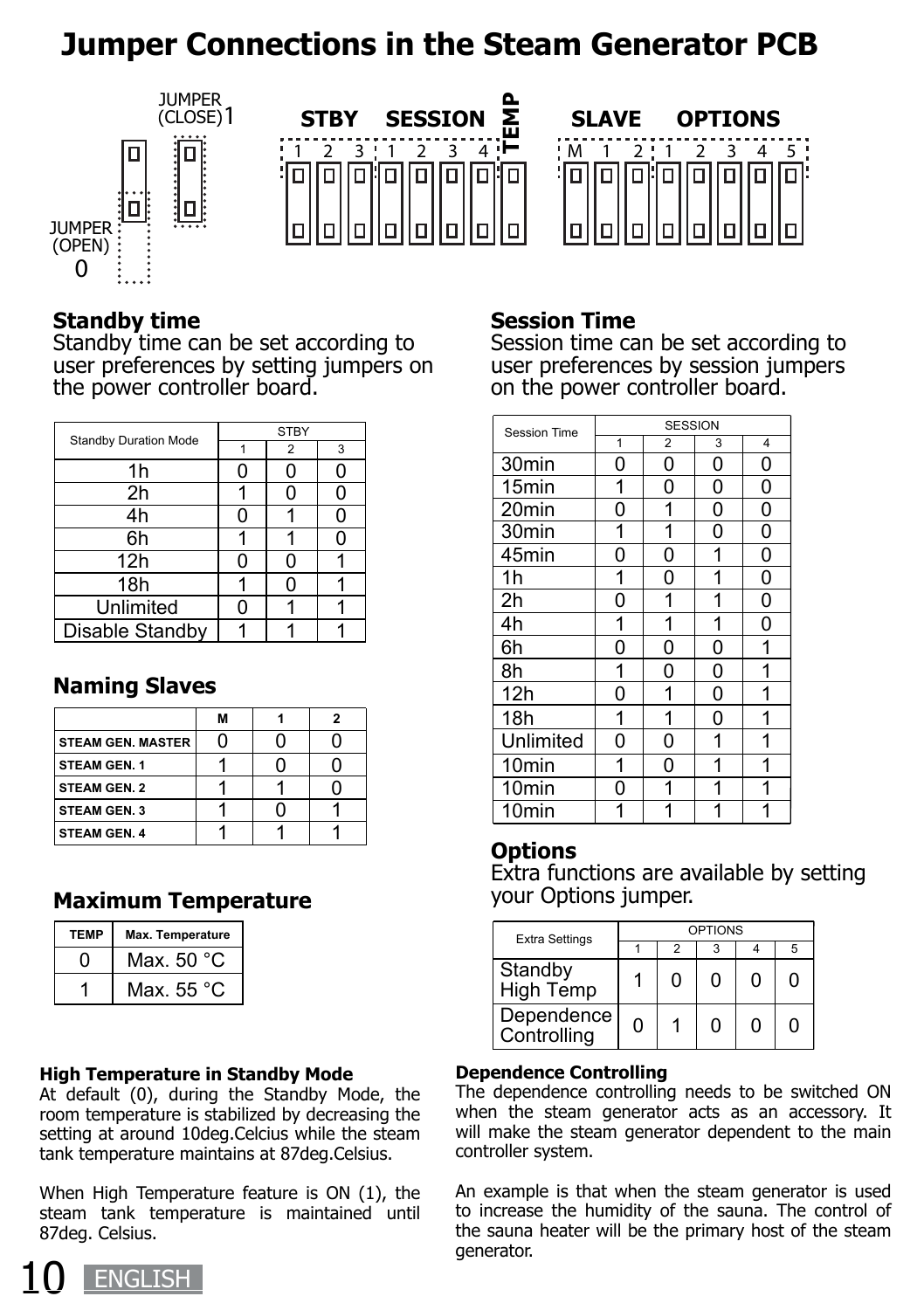# Jumper Connections in the Steam Generator PCB

JUMPER (CLOSE) 1

JUMPER (OPEN) 0

STBY 1 2 3 | SESSION 1 2 3 4 | TEMP | SLAVE M 1 2 | OPTIONS 1 2 3 4 5

## Standby time

Standby time can be set according to user preferences by setting jumpers on the power controller board.

| Standby Duration Mode | STBY | | |
|---|---|---|---|
| | 1 | 2 | 3 |
| 1h | 0 | 0 | 0 |
| 2h | 1 | 0 | 0 |
| 4h | 0 | 1 | 0 |
| 6h | 1 | 1 | 0 |
| 12h | 0 | 0 | 1 |
| 18h | 1 | 0 | 1 |
| Unlimited | 0 | 1 | 1 |
| Disable Standby | 1 | 1 | 1 |

## Naming Slaves

| | M | 1 | 2 |
|---|---|---|---|
| STEAM GEN. MASTER | 0 | 0 | 0 |
| STEAM GEN. 1 | 1 | 0 | 0 |
| STEAM GEN. 2 | 1 | 1 | 0 |
| STEAM GEN. 3 | 1 | 0 | 1 |
| STEAM GEN. 4 | 1 | 1 | 1 |

## Maximum Temperature

| TEMP | Max. Temperature |
|---|---|
| 0 | Max. 50 °C |
| 1 | Max. 55 °C |

### High Temperature in Standby Mode

At default (0), during the Standby Mode, the room temperature is stabilized by decreasing the setting at around 10deg.Celcius while the steam tank temperature maintains at 87deg.Celsius.

When High Temperature feature is ON (1), the steam tank temperature is maintained until 87deg. Celsius.

## Session Time

Session time can be set according to user preferences by session jumpers on the power controller board.

| Session Time | SESSION | | | |
|---|---|---|---|---|
| | 1 | 2 | 3 | 4 |
| 30min | 0 | 0 | 0 | 0 |
| 15min | 1 | 0 | 0 | 0 |
| 20min | 0 | 1 | 0 | 0 |
| 30min | 1 | 1 | 0 | 0 |
| 45min | 0 | 0 | 1 | 0 |
| 1h | 1 | 0 | 1 | 0 |
| 2h | 0 | 1 | 1 | 0 |
| 4h | 1 | 1 | 1 | 0 |
| 6h | 0 | 0 | 0 | 1 |
| 8h | 1 | 0 | 0 | 1 |
| 12h | 0 | 1 | 0 | 1 |
| 18h | 1 | 1 | 0 | 1 |
| Unlimited | 0 | 0 | 1 | 1 |
| 10min | 1 | 0 | 1 | 1 |
| 10min | 0 | 1 | 1 | 1 |
| 10min | 1 | 1 | 1 | 1 |

## Options

Extra functions are available by setting your Options jumper.

| Extra Settings | OPTIONS | | | | |
|---|---|---|---|---|---|
| | 1 | 2 | 3 | 4 | 5 |
| Standby High Temp | 1 | 0 | 0 | 0 | 0 |
| Dependence Controlling | 0 | 1 | 0 | 0 | 0 |

### Dependence Controlling

The dependence controlling needs to be switched ON when the steam generator acts as an accessory. It will make the steam generator dependent to the main controller system.

An example is that when the steam generator is used to increase the humidity of the sauna. The control of the sauna heater will be the primary host of the steam generator.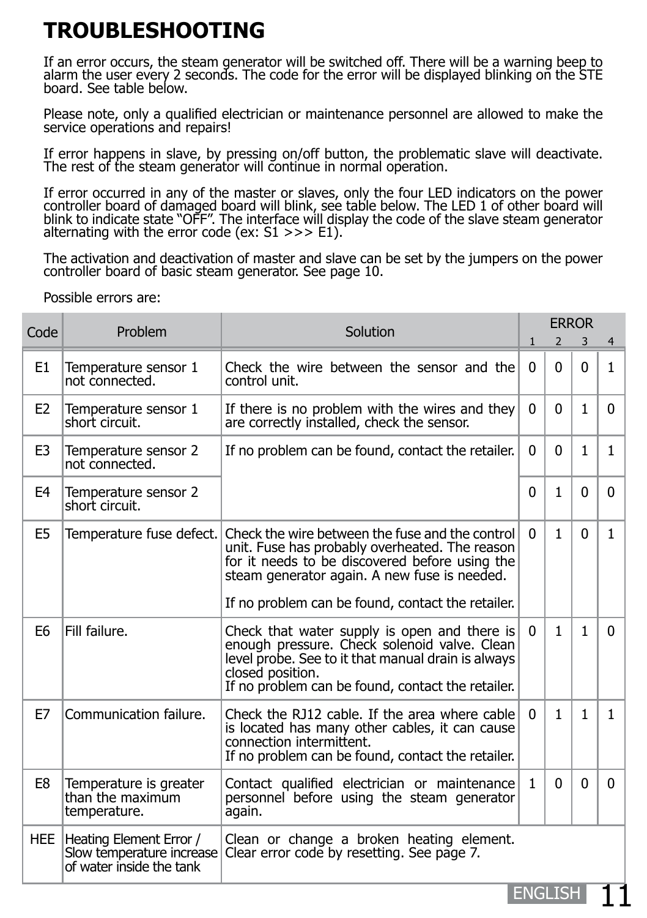# TROUBLESHOOTING

If an error occurs, the steam generator will be switched off. There will be a warning beep to alarm the user every 2 seconds. The code for the error will be displayed blinking on the STE board. See table below.

Please note, only a qualified electrician or maintenance personnel are allowed to make the service operations and repairs!

If error happens in slave, by pressing on/off button, the problematic slave will deactivate. The rest of the steam generator will continue in normal operation.

If error occurred in any of the master or slaves, only the four LED indicators on the power controller board of damaged board will blink, see table below. The LED 1 of other board will blink to indicate state "OFF". The interface will display the code of the slave steam generator alternating with the error code (ex: S1 >>> E1).

The activation and deactivation of master and slave can be set by the jumpers on the power controller board of basic steam generator. See page 10.

Possible errors are:

| Code | Problem | Solution | ERROR | | | |
|---|---|---|---|---|---|---|
| | | | 1 | 2 | 3 | 4 |
| E1 | Temperature sensor 1 not connected. | Check the wire between the sensor and the control unit. | 0 | 0 | 0 | 1 |
| E2 | Temperature sensor 1 short circuit. | If there is no problem with the wires and they are correctly installed, check the sensor. | 0 | 0 | 1 | 0 |
| E3 | Temperature sensor 2 not connected. | If no problem can be found, contact the retailer. | 0 | 0 | 1 | 1 |
| E4 | Temperature sensor 2 short circuit. | | 0 | 1 | 0 | 0 |
| E5 | Temperature fuse defect. | Check the wire between the fuse and the control unit. Fuse has probably overheated. The reason for it needs to be discovered before using the steam generator again. A new fuse is needed.<br><br>If no problem can be found, contact the retailer. | 0 | 1 | 0 | 1 |
| E6 | Fill failure. | Check that water supply is open and there is enough pressure. Check solenoid valve. Clean level probe. See to it that manual drain is always closed position.<br>If no problem can be found, contact the retailer. | 0 | 1 | 1 | 0 |
| E7 | Communication failure. | Check the RJ12 cable. If the area where cable is located has many other cables, it can cause connection intermittent.<br>If no problem can be found, contact the retailer. | 0 | 1 | 1 | 1 |
| E8 | Temperature is greater than the maximum temperature. | Contact qualified electrician or maintenance personnel before using the steam generator again. | 1 | 0 | 0 | 0 |
| HEE | Heating Element Error / Slow temperature increase of water inside the tank | Clean or change a broken heating element. Clear error code by resetting. See page 7. | | | | |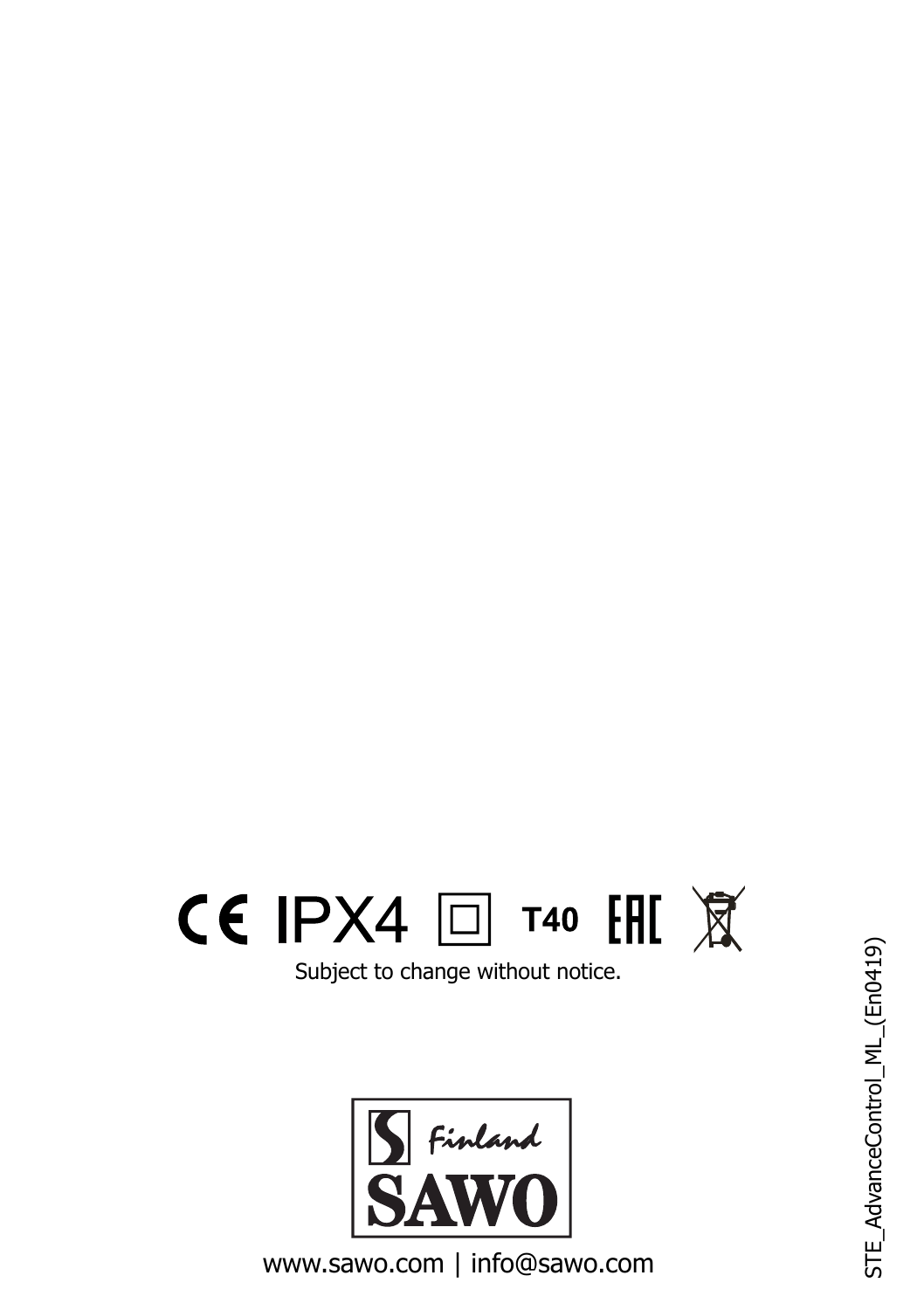CE IPX4 T40 EAC

Subject to change without notice.

Finland SAWO

www.sawo.com | info@sawo.com

STE_AdvanceControl_ML_(En0419)